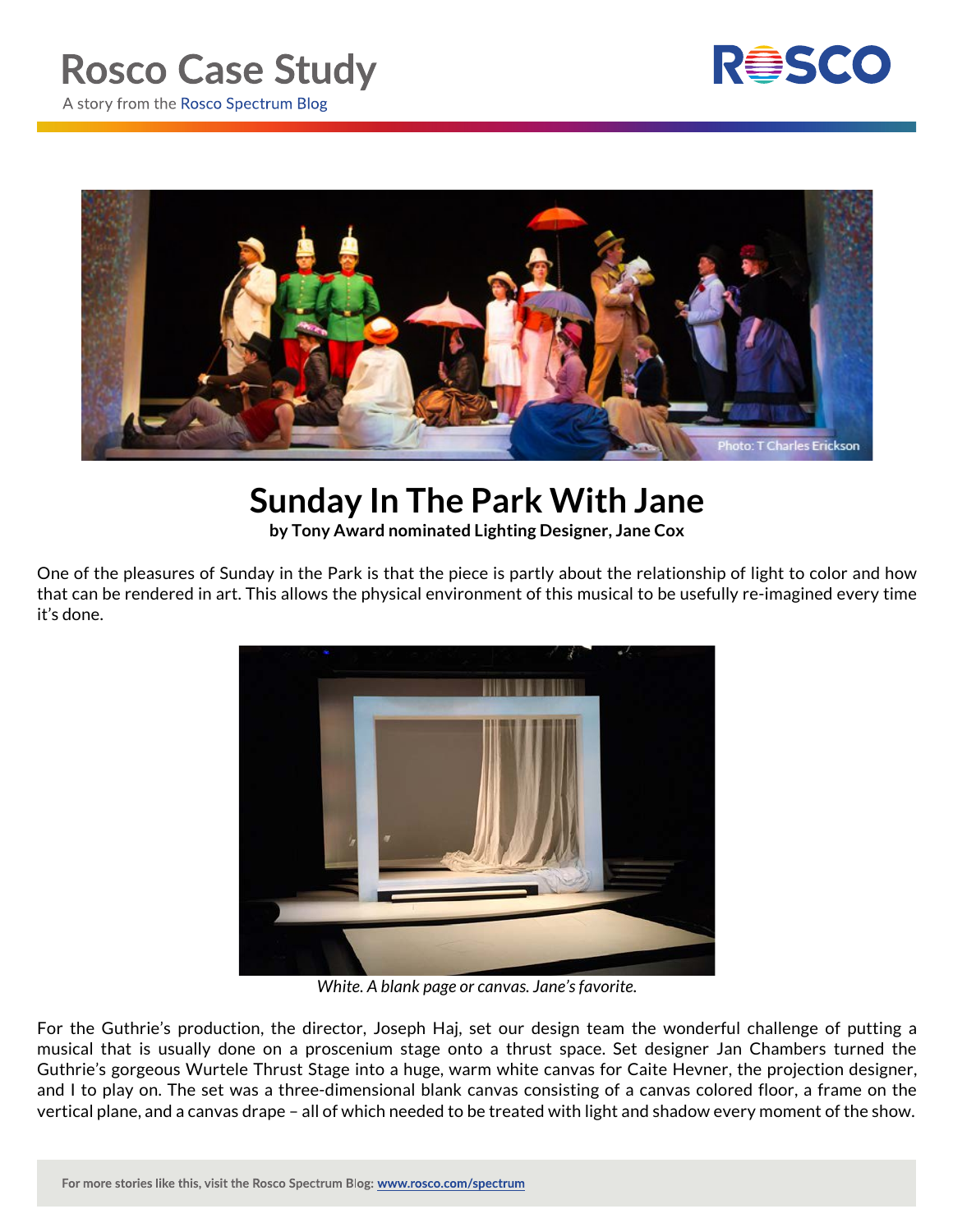# Rosco Case Study

A story from the Rosco Spectrum Blog

Photo: T Charles Erickson

## Sunday In The Park With Jane

**by Tony Award nominated Lighting Designer, Jane Cox**

One of the pleasures of Sunday in the Park is that the piece is partly about the relationship of light to color and how that can be rendered in art. This allows the physical environment of this musical to be usefully re-imagined every time it's done.

*White. A blank page or canvas. Jane's favorite.*

For the Guthrie's production, the director, Joseph Haj, set our design team the wonderful challenge of putting a musical that is usually done on a proscenium stage onto a thrust space. Set designer Jan Chambers turned the Guthrie's gorgeous Wurtele Thrust Stage into a huge, warm white canvas for Caite Hevner, the projection designer, and I to play on. The set was a three-dimensional blank canvas consisting of a canvas colored floor, a frame on the vertical plane, and a canvas drape – all of which needed to be treated with light and shadow every moment of the show.

For more stories like this, visit the Rosco Spectrum Blog: www.rosco.com/spectrum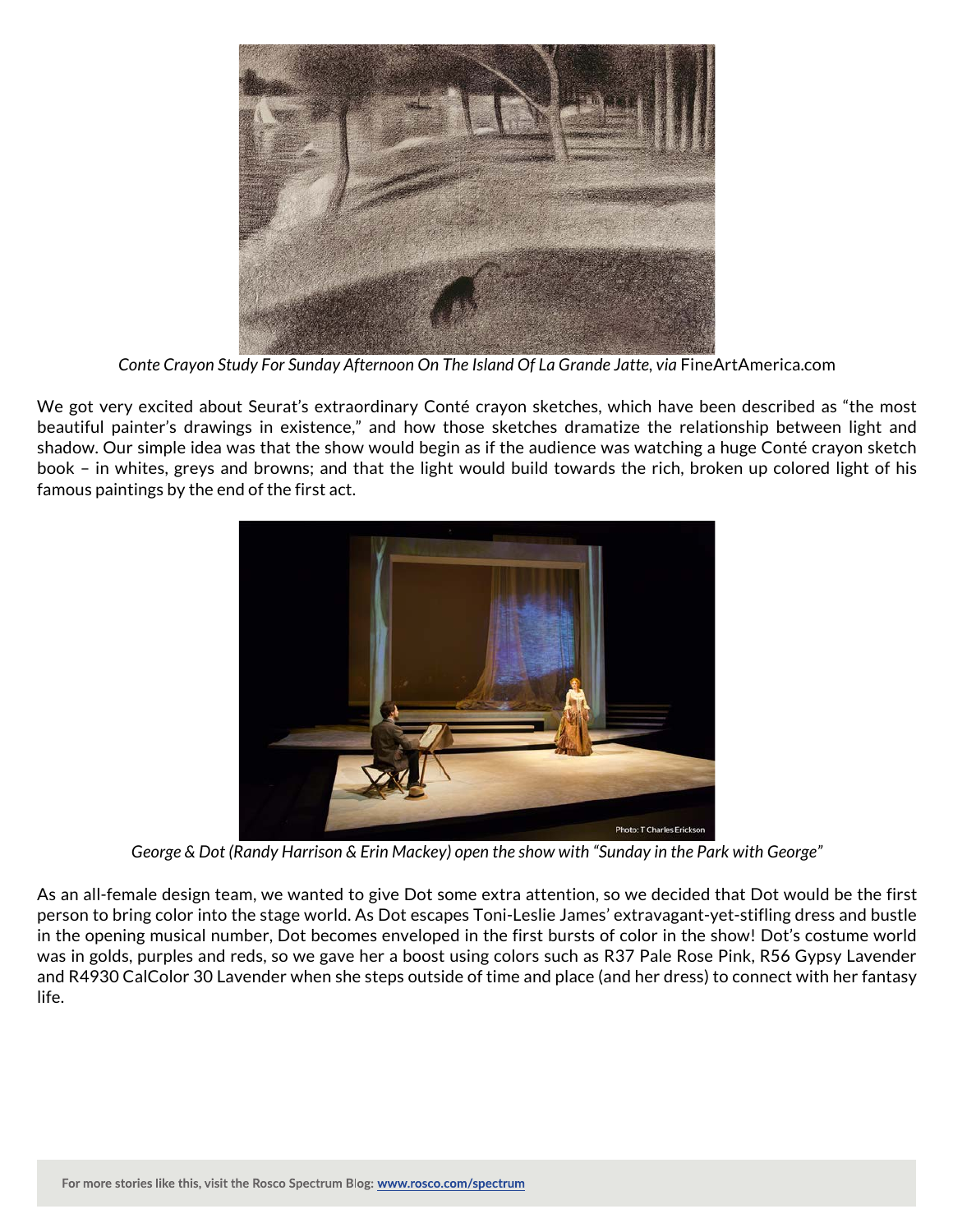*Conte Crayon Study For Sunday Afternoon On The Island Of La Grande Jatte, via* FineArtAmerica.com

We got very excited about Seurat's extraordinary Conté crayon sketches, which have been described as "the most beautiful painter's drawings in existence," and how those sketches dramatize the relationship between light and shadow. Our simple idea was that the show would begin as if the audience was watching a huge Conté crayon sketch book – in whites, greys and browns; and that the light would build towards the rich, broken up colored light of his famous paintings by the end of the first act.

*George & Dot (Randy Harrison & Erin Mackey) open the show with "Sunday in the Park with George"*

As an all-female design team, we wanted to give Dot some extra attention, so we decided that Dot would be the first person to bring color into the stage world. As Dot escapes Toni-Leslie James' extravagant-yet-stifling dress and bustle in the opening musical number, Dot becomes enveloped in the first bursts of color in the show! Dot's costume world was in golds, purples and reds, so we gave her a boost using colors such as R37 Pale Rose Pink, R56 Gypsy Lavender and R4930 CalColor 30 Lavender when she steps outside of time and place (and her dress) to connect with her fantasy life.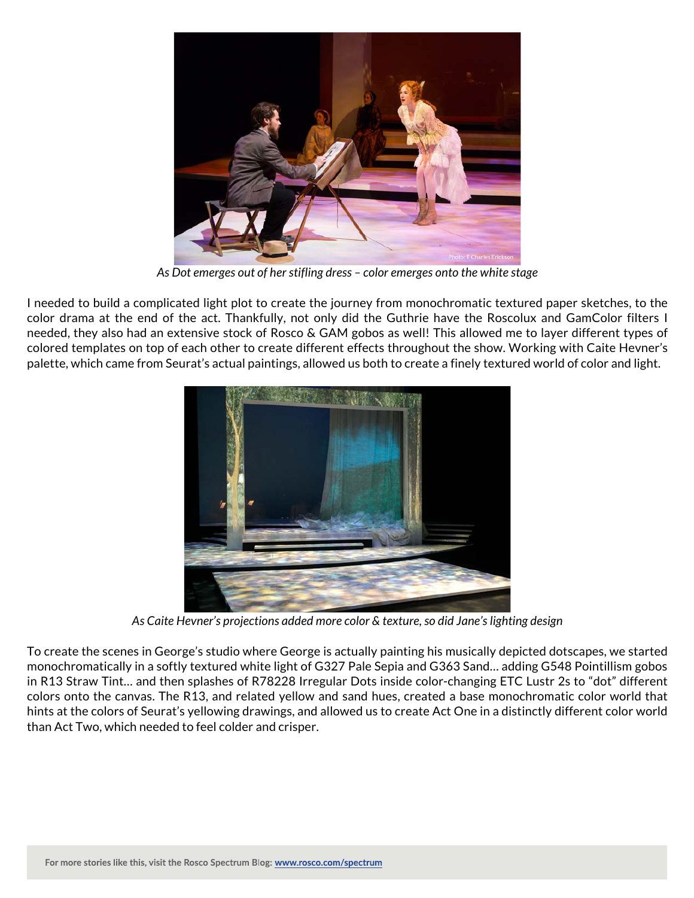*As Dot emerges out of her stifling dress – color emerges onto the white stage*

I needed to build a complicated light plot to create the journey from monochromatic textured paper sketches, to the color drama at the end of the act. Thankfully, not only did the Guthrie have the Roscolux and GamColor filters I needed, they also had an extensive stock of Rosco & GAM gobos as well! This allowed me to layer different types of colored templates on top of each other to create different effects throughout the show. Working with Caite Hevner's palette, which came from Seurat's actual paintings, allowed us both to create a finely textured world of color and light.

*As Caite Hevner's projections added more color & texture, so did Jane's lighting design*

To create the scenes in George's studio where George is actually painting his musically depicted dotscapes, we started monochromatically in a softly textured white light of G327 Pale Sepia and G363 Sand… adding G548 Pointillism gobos in R13 Straw Tint… and then splashes of R78228 Irregular Dots inside color-changing ETC Lustr 2s to "dot" different colors onto the canvas. The R13, and related yellow and sand hues, created a base monochromatic color world that hints at the colors of Seurat's yellowing drawings, and allowed us to create Act One in a distinctly different color world than Act Two, which needed to feel colder and crisper.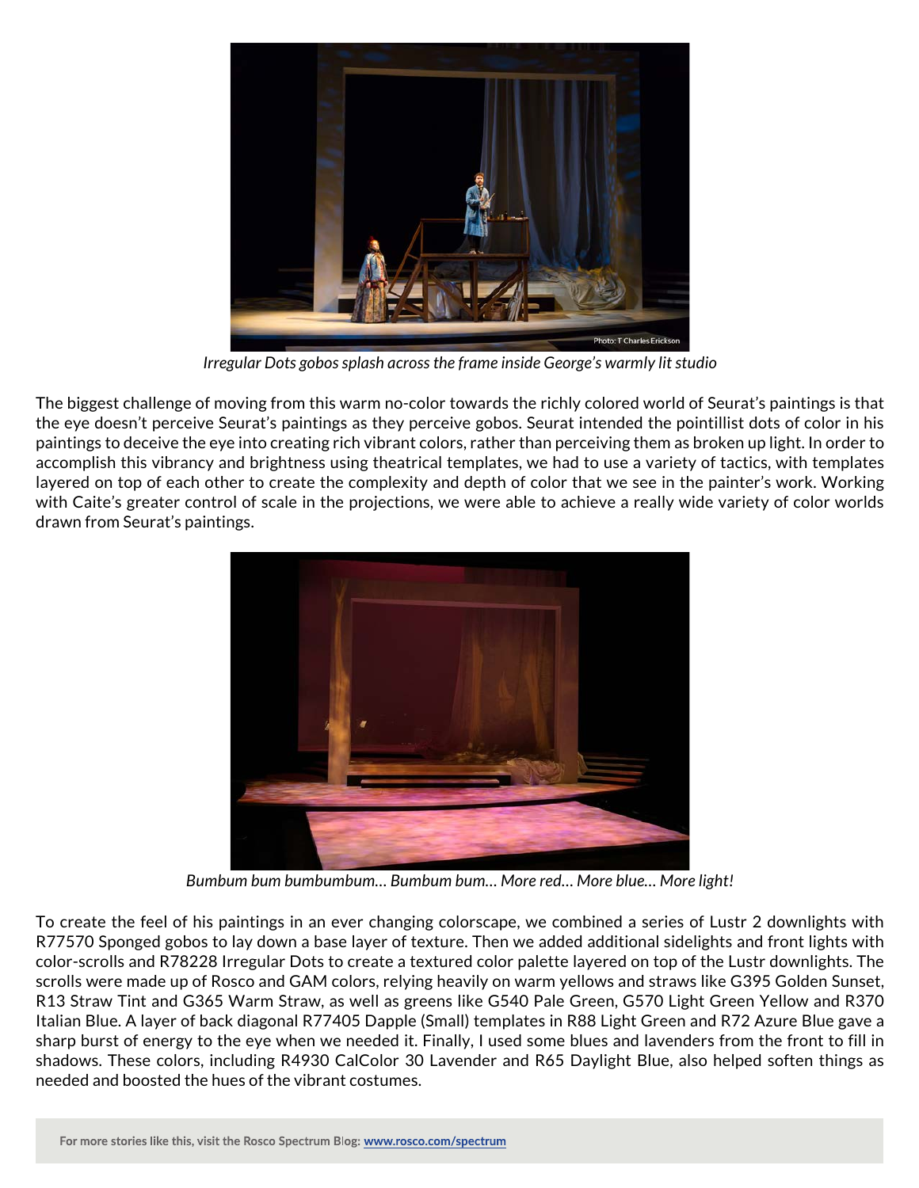*Irregular Dots gobos splash across the frame inside George's warmly lit studio*

The biggest challenge of moving from this warm no-color towards the richly colored world of Seurat's paintings is that the eye doesn't perceive Seurat's paintings as they perceive gobos. Seurat intended the pointillist dots of color in his paintings to deceive the eye into creating rich vibrant colors, rather than perceiving them as broken up light. In order to accomplish this vibrancy and brightness using theatrical templates, we had to use a variety of tactics, with templates layered on top of each other to create the complexity and depth of color that we see in the painter's work. Working with Caite's greater control of scale in the projections, we were able to achieve a really wide variety of color worlds drawn from Seurat's paintings.

*Bumbum bum bumbumbum… Bumbum bum… More red… More blue… More light!*

To create the feel of his paintings in an ever changing colorscape, we combined a series of Lustr 2 downlights with R77570 Sponged gobos to lay down a base layer of texture. Then we added additional sidelights and front lights with color-scrolls and R78228 Irregular Dots to create a textured color palette layered on top of the Lustr downlights. The scrolls were made up of Rosco and GAM colors, relying heavily on warm yellows and straws like G395 Golden Sunset, R13 Straw Tint and G365 Warm Straw, as well as greens like G540 Pale Green, G570 Light Green Yellow and R370 Italian Blue. A layer of back diagonal R77405 Dapple (Small) templates in R88 Light Green and R72 Azure Blue gave a sharp burst of energy to the eye when we needed it. Finally, I used some blues and lavenders from the front to fill in shadows. These colors, including R4930 CalColor 30 Lavender and R65 Daylight Blue, also helped soften things as needed and boosted the hues of the vibrant costumes.

**For more stories like this, visit the Rosco Spectrum Blog: [www.rosco.com/spectrum](www.rosco.com/spectrum)**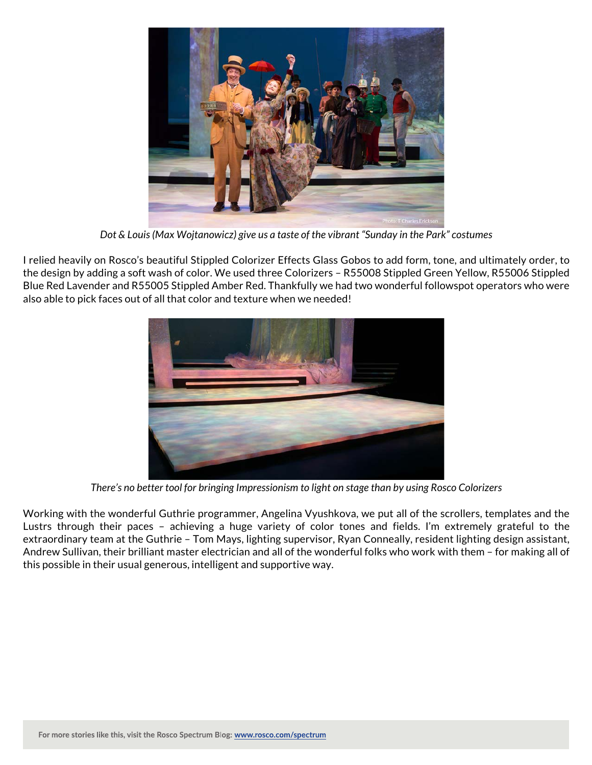*Dot & Louis (Max Wojtanowicz) give us a taste of the vibrant "Sunday in the Park" costumes*

I relied heavily on Rosco's beautiful Stippled Colorizer Effects Glass Gobos to add form, tone, and ultimately order, to the design by adding a soft wash of color. We used three Colorizers – R55008 Stippled Green Yellow, R55006 Stippled Blue Red Lavender and R55005 Stippled Amber Red. Thankfully we had two wonderful followspot operators who were also able to pick faces out of all that color and texture when we needed!

*There's no better tool for bringing Impressionism to light on stage than by using Rosco Colorizers*

Working with the wonderful Guthrie programmer, Angelina Vyushkova, we put all of the scrollers, templates and the Lustrs through their paces – achieving a huge variety of color tones and fields. I'm extremely grateful to the extraordinary team at the Guthrie – Tom Mays, lighting supervisor, Ryan Conneally, resident lighting design assistant, Andrew Sullivan, their brilliant master electrician and all of the wonderful folks who work with them – for making all of this possible in their usual generous, intelligent and supportive way.

**For more stories like this, visit the Rosco Spectrum Blog: www.rosco.com/spectrum**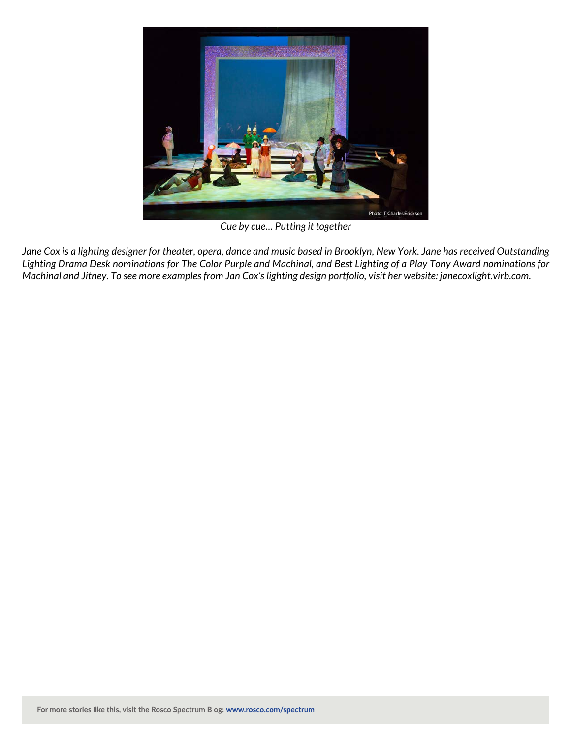*Cue by cue… Putting it together*

*Jane Cox is a lighting designer for theater, opera, dance and music based in Brooklyn, New York. Jane has received Outstanding Lighting Drama Desk nominations for The Color Purple and Machinal, and Best Lighting of a Play Tony Award nominations for Machinal and Jitney. To see more examples from Jan Cox's lighting design portfolio, visit her website: janecoxlight.virb.com.*

**For more stories like this, visit the Rosco Spectrum Blog: [www.rosco.com/spectrum](www.rosco.com/spectrum)**